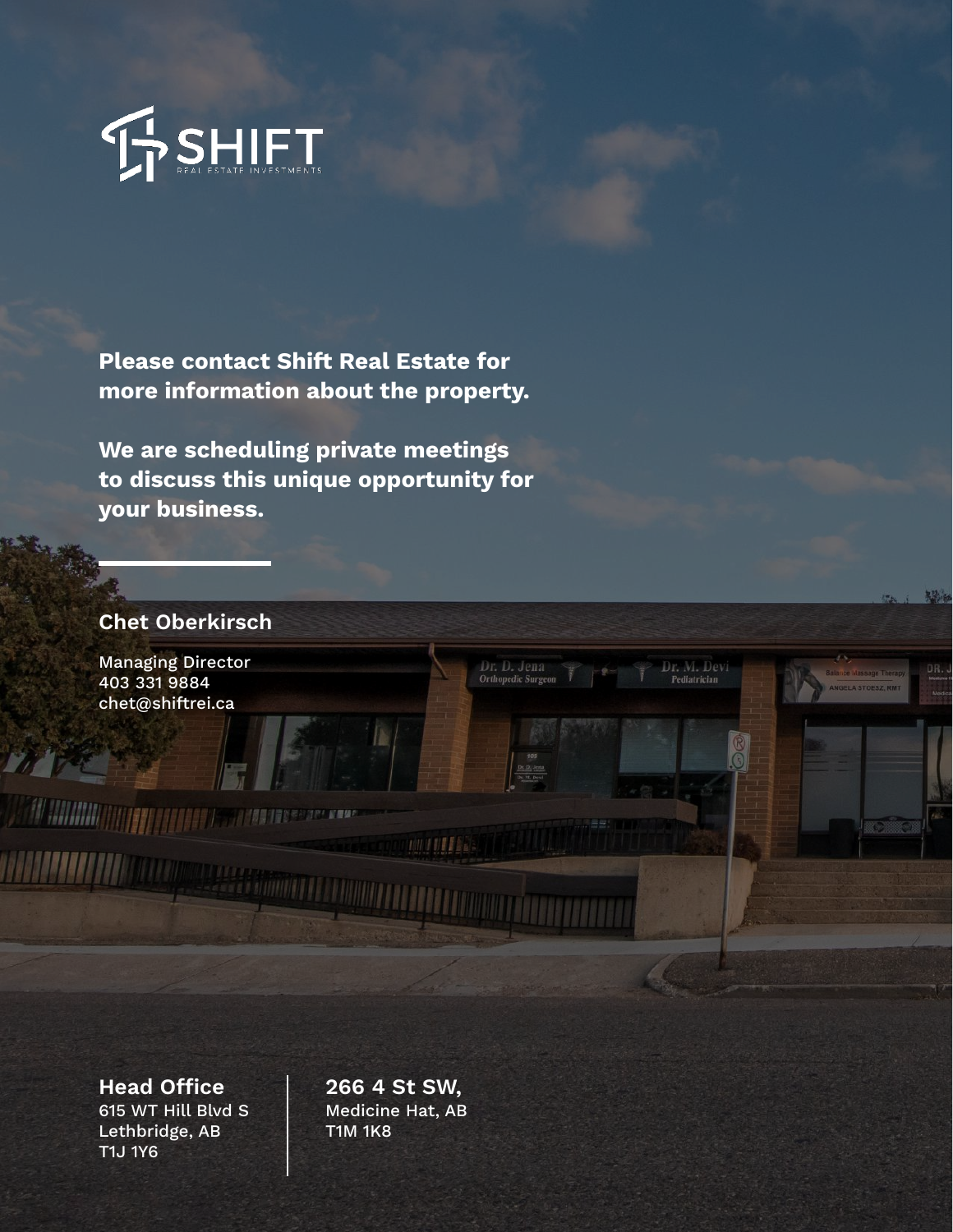SHIFT
REAL ESTATE INVESTMENTS

**Please contact Shift Real Estate for more information about the property.**

**We are scheduling private meetings to discuss this unique opportunity for your business.**

---

**Chet Oberkirsch**

Managing Director
403 331 9884
chet@shiftrei.ca

**Head Office**
615 WT Hill Blvd S
Lethbridge, AB
T1J 1Y6

**266 4 St SW,**
Medicine Hat, AB
T1M 1K8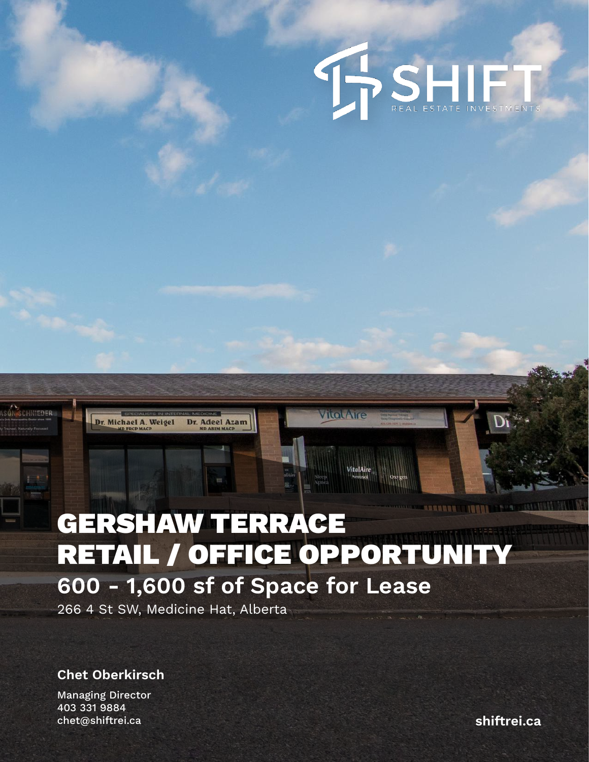SHIFT
REAL ESTATE INVESTMENTS

# GERSHAW TERRACE RETAIL / OFFICE OPPORTUNITY

## 600 - 1,600 sf of Space for Lease

266 4 St SW, Medicine Hat, Alberta

**Chet Oberkirsch**

Managing Director
403 331 9884
chet@shiftrei.ca

**shiftrei.ca**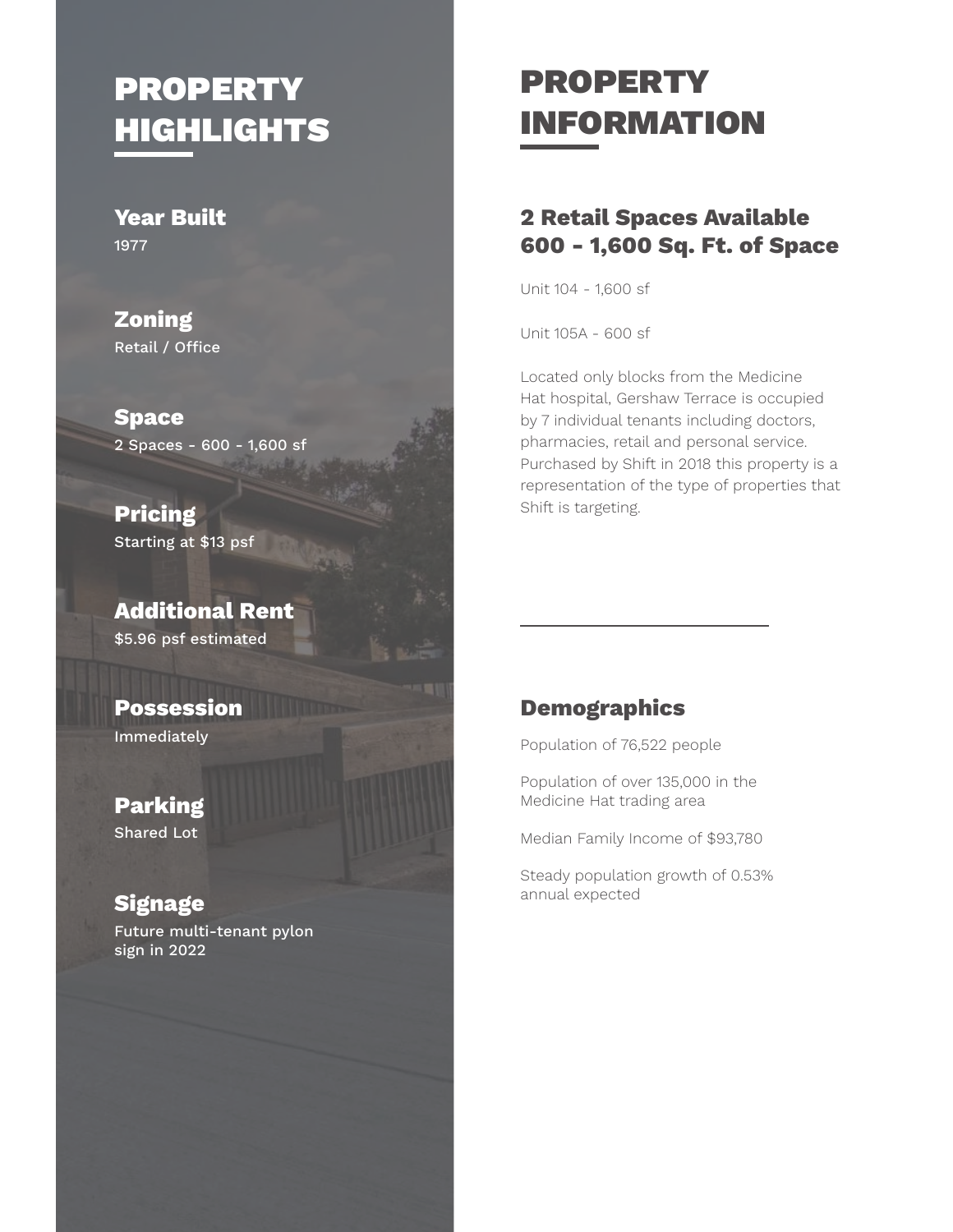# PROPERTY HIGHLIGHTS

### Year Built
1977

### Zoning
Retail / Office

### Space
2 Spaces - 600 - 1,600 sf

### Pricing
Starting at $13 psf

### Additional Rent
$5.96 psf estimated

### Possession
Immediately

### Parking
Shared Lot

### Signage
Future multi-tenant pylon sign in 2022

# PROPERTY INFORMATION

## 2 Retail Spaces Available 600 - 1,600 Sq. Ft. of Space

Unit 104 - 1,600 sf

Unit 105A - 600 sf

Located only blocks from the Medicine Hat hospital, Gershaw Terrace is occupied by 7 individual tenants including doctors, pharmacies, retail and personal service. Purchased by Shift in 2018 this property is a representation of the type of properties that Shift is targeting.

## Demographics

Population of 76,522 people

Population of over 135,000 in the Medicine Hat trading area

Median Family Income of $93,780

Steady population growth of 0.53% annual expected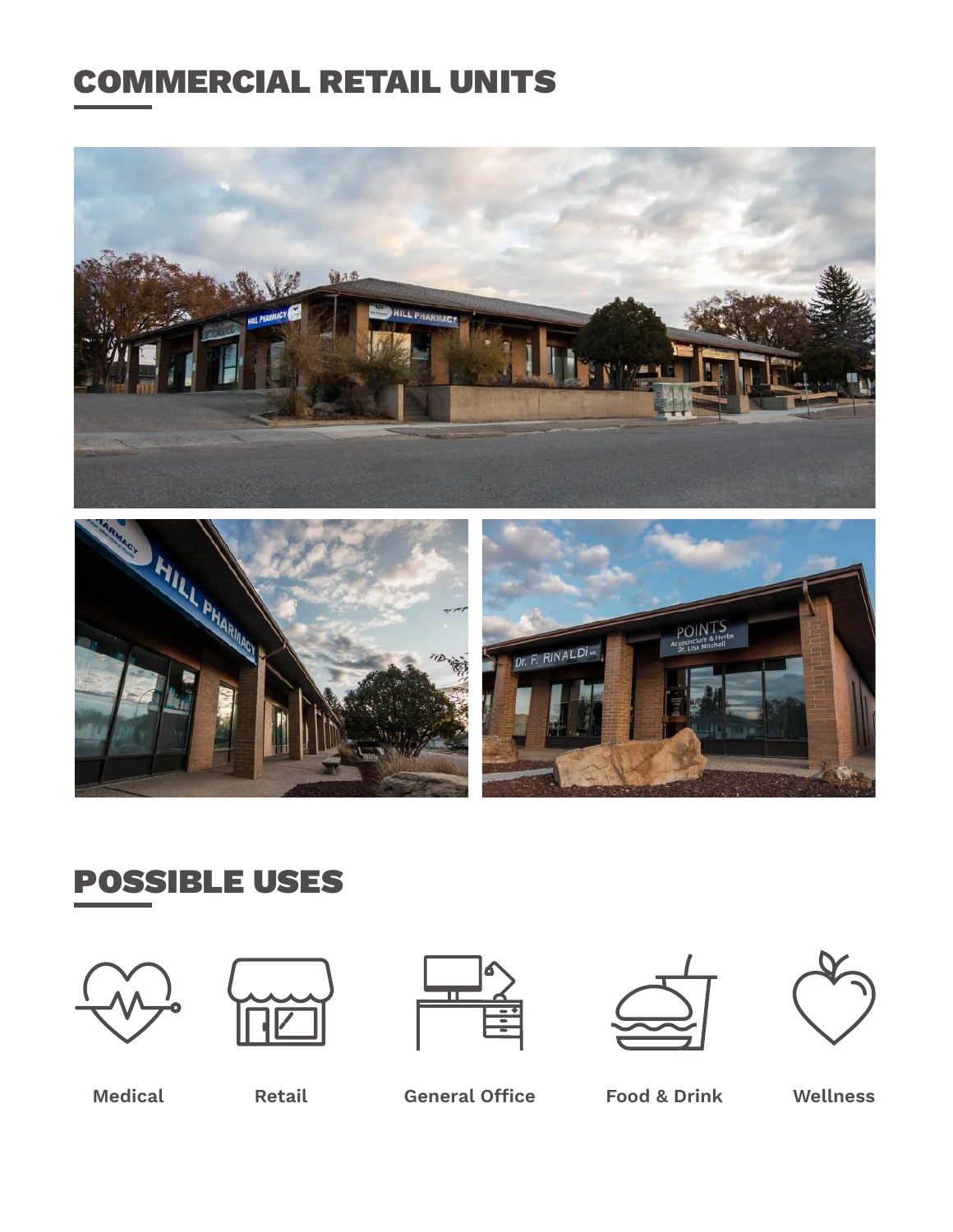## COMMERCIAL RETAIL UNITS

## POSSIBLE USES

- Medical
- Retail
- General Office
- Food & Drink
- Wellness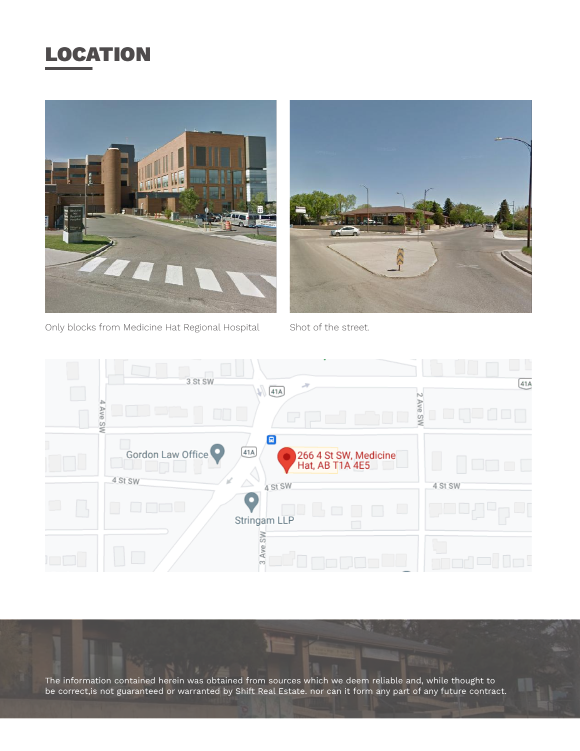# LOCATION

Only blocks from Medicine Hat Regional Hospital

Shot of the street.

The information contained herein was obtained from sources which we deem reliable and, while thought to be correct,is not guaranteed or warranted by Shift Real Estate. nor can it form any part of any future contract.